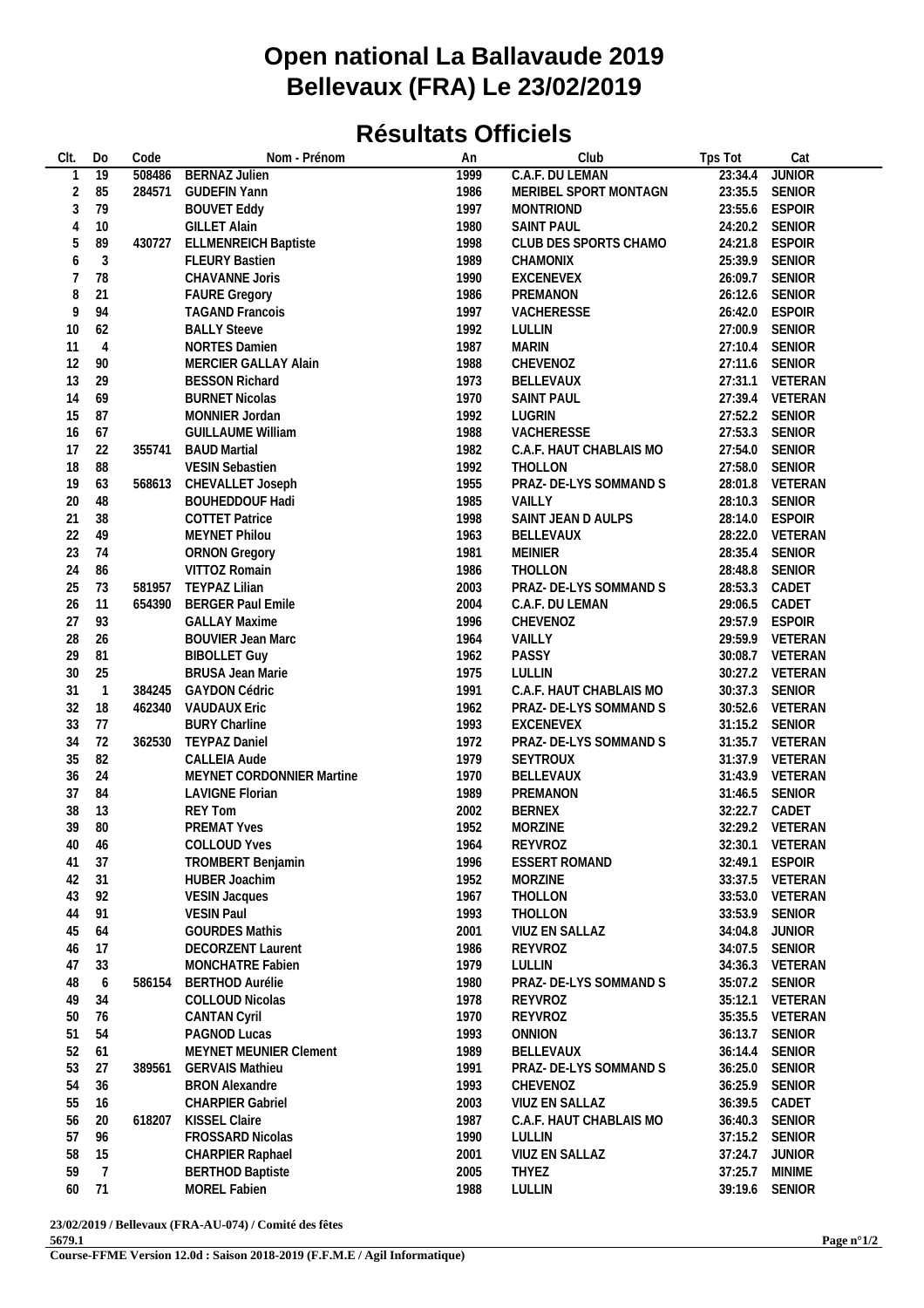# Open national La Ballavaude 2019
# Bellevaux (FRA) Le 23/02/2019

## Résultats Officiels

| Clt. | Do | Code | Nom - Prénom | An | Club | Tps Tot | Cat |
|---|---|---|---|---|---|---|---|
| 1 | 19 | 508486 | BERNAZ Julien | 1999 | C.A.F. DU LEMAN | 23:34.4 | JUNIOR |
| 2 | 85 | 284571 | GUDEFIN Yann | 1986 | MERIBEL SPORT MONTAGN | 23:35.5 | SENIOR |
| 3 | 79 | | BOUVET Eddy | 1997 | MONTRIOND | 23:55.6 | ESPOIR |
| 4 | 10 | | GILLET Alain | 1980 | SAINT PAUL | 24:20.2 | SENIOR |
| 5 | 89 | 430727 | ELLMENREICH Baptiste | 1998 | CLUB DES SPORTS CHAMO | 24:21.8 | ESPOIR |
| 6 | 3 | | FLEURY Bastien | 1989 | CHAMONIX | 25:39.9 | SENIOR |
| 7 | 78 | | CHAVANNE Joris | 1990 | EXCENEVEX | 26:09.7 | SENIOR |
| 8 | 21 | | FAURE Gregory | 1986 | PREMANON | 26:12.6 | SENIOR |
| 9 | 94 | | TAGAND Francois | 1997 | VACHERESSE | 26:42.0 | ESPOIR |
| 10 | 62 | | BALLY Steeve | 1992 | LULLIN | 27:00.9 | SENIOR |
| 11 | 4 | | NORTES Damien | 1987 | MARIN | 27:10.4 | SENIOR |
| 12 | 90 | | MERCIER GALLAY Alain | 1988 | CHEVENOZ | 27:11.6 | SENIOR |
| 13 | 29 | | BESSON Richard | 1973 | BELLEVAUX | 27:31.1 | VETERAN |
| 14 | 69 | | BURNET Nicolas | 1970 | SAINT PAUL | 27:39.4 | VETERAN |
| 15 | 87 | | MONNIER Jordan | 1992 | LUGRIN | 27:52.2 | SENIOR |
| 16 | 67 | | GUILLAUME William | 1988 | VACHERESSE | 27:53.3 | SENIOR |
| 17 | 22 | 355741 | BAUD Martial | 1982 | C.A.F. HAUT CHABLAIS MO | 27:54.0 | SENIOR |
| 18 | 88 | | VESIN Sebastien | 1992 | THOLLON | 27:58.0 | SENIOR |
| 19 | 63 | 568613 | CHEVALLET Joseph | 1955 | PRAZ- DE-LYS SOMMAND S | 28:01.8 | VETERAN |
| 20 | 48 | | BOUHEDDOUF Hadi | 1985 | VAILLY | 28:10.3 | SENIOR |
| 21 | 38 | | COTTET Patrice | 1998 | SAINT JEAN D AULPS | 28:14.0 | ESPOIR |
| 22 | 49 | | MEYNET Philou | 1963 | BELLEVAUX | 28:22.0 | VETERAN |
| 23 | 74 | | ORNON Gregory | 1981 | MEINIER | 28:35.4 | SENIOR |
| 24 | 86 | | VITTOZ Romain | 1986 | THOLLON | 28:48.8 | SENIOR |
| 25 | 73 | 581957 | TEYPAZ Lilian | 2003 | PRAZ- DE-LYS SOMMAND S | 28:53.3 | CADET |
| 26 | 11 | 654390 | BERGER Paul Emile | 2004 | C.A.F. DU LEMAN | 29:06.5 | CADET |
| 27 | 93 | | GALLAY Maxime | 1996 | CHEVENOZ | 29:57.9 | ESPOIR |
| 28 | 26 | | BOUVIER Jean Marc | 1964 | VAILLY | 29:59.9 | VETERAN |
| 29 | 81 | | BIBOLLET Guy | 1962 | PASSY | 30:08.7 | VETERAN |
| 30 | 25 | | BRUSA Jean Marie | 1975 | LULLIN | 30:27.2 | VETERAN |
| 31 | 1 | 384245 | GAYDON Cédric | 1991 | C.A.F. HAUT CHABLAIS MO | 30:37.3 | SENIOR |
| 32 | 18 | 462340 | VAUDAUX Eric | 1962 | PRAZ- DE-LYS SOMMAND S | 30:52.6 | VETERAN |
| 33 | 77 | | BURY Charline | 1993 | EXCENEVEX | 31:15.2 | SENIOR |
| 34 | 72 | 362530 | TEYPAZ Daniel | 1972 | PRAZ- DE-LYS SOMMAND S | 31:35.7 | VETERAN |
| 35 | 82 | | CALLEIA Aude | 1979 | SEYTROUX | 31:37.9 | VETERAN |
| 36 | 24 | | MEYNET CORDONNIER Martine | 1970 | BELLEVAUX | 31:43.9 | VETERAN |
| 37 | 84 | | LAVIGNE Florian | 1989 | PREMANON | 31:46.5 | SENIOR |
| 38 | 13 | | REY Tom | 2002 | BERNEX | 32:22.7 | CADET |
| 39 | 80 | | PREMAT Yves | 1952 | MORZINE | 32:29.2 | VETERAN |
| 40 | 46 | | COLLOUD Yves | 1964 | REYVROZ | 32:30.1 | VETERAN |
| 41 | 37 | | TROMBERT Benjamin | 1996 | ESSERT ROMAND | 32:49.1 | ESPOIR |
| 42 | 31 | | HUBER Joachim | 1952 | MORZINE | 33:37.5 | VETERAN |
| 43 | 92 | | VESIN Jacques | 1967 | THOLLON | 33:53.0 | VETERAN |
| 44 | 91 | | VESIN Paul | 1993 | THOLLON | 33:53.9 | SENIOR |
| 45 | 64 | | GOURDES Mathis | 2001 | VIUZ EN SALLAZ | 34:04.8 | JUNIOR |
| 46 | 17 | | DECORZENT Laurent | 1986 | REYVROZ | 34:07.5 | SENIOR |
| 47 | 33 | | MONCHATRE Fabien | 1979 | LULLIN | 34:36.3 | VETERAN |
| 48 | 6 | 586154 | BERTHOD Aurélie | 1980 | PRAZ- DE-LYS SOMMAND S | 35:07.2 | SENIOR |
| 49 | 34 | | COLLOUD Nicolas | 1978 | REYVROZ | 35:12.1 | VETERAN |
| 50 | 76 | | CANTAN Cyril | 1970 | REYVROZ | 35:35.5 | VETERAN |
| 51 | 54 | | PAGNOD Lucas | 1993 | ONNION | 36:13.7 | SENIOR |
| 52 | 61 | | MEYNET MEUNIER Clement | 1989 | BELLEVAUX | 36:14.4 | SENIOR |
| 53 | 27 | 389561 | GERVAIS Mathieu | 1991 | PRAZ- DE-LYS SOMMAND S | 36:25.0 | SENIOR |
| 54 | 36 | | BRON Alexandre | 1993 | CHEVENOZ | 36:25.9 | SENIOR |
| 55 | 16 | | CHARPIER Gabriel | 2003 | VIUZ EN SALLAZ | 36:39.5 | CADET |
| 56 | 20 | 618207 | KISSEL Claire | 1987 | C.A.F. HAUT CHABLAIS MO | 36:40.3 | SENIOR |
| 57 | 96 | | FROSSARD Nicolas | 1990 | LULLIN | 37:15.2 | SENIOR |
| 58 | 15 | | CHARPIER Raphael | 2001 | VIUZ EN SALLAZ | 37:24.7 | JUNIOR |
| 59 | 7 | | BERTHOD Baptiste | 2005 | THYEZ | 37:25.7 | MINIME |
| 60 | 71 | | MOREL Fabien | 1988 | LULLIN | 39:19.6 | SENIOR |

**23/02/2019 / Bellevaux (FRA-AU-074) / Comité des fêtes**

**5679.1**

**Course-FFME Version 12.0d : Saison 2018-2019 (F.F.M.E / Agil Informatique)**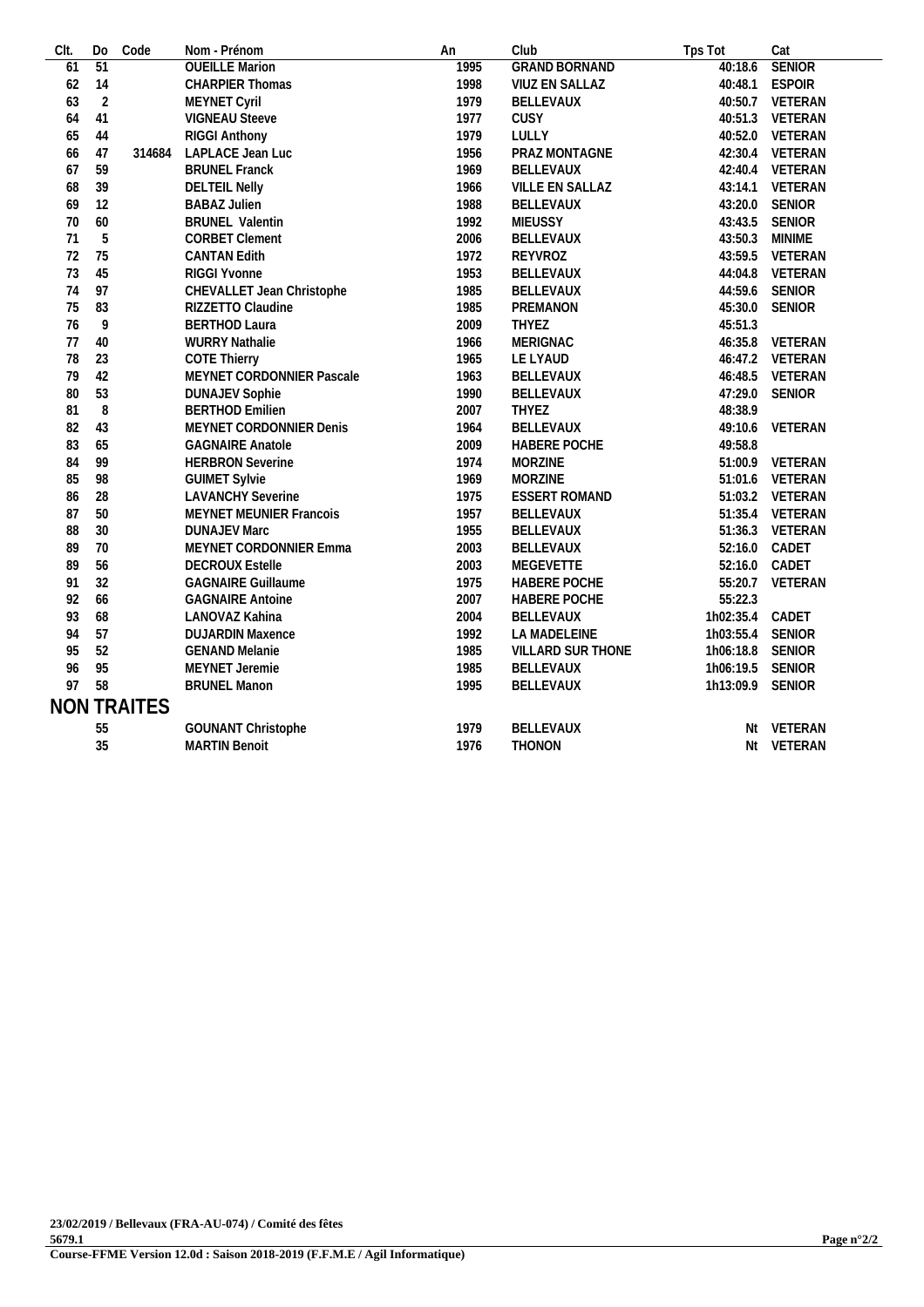| Clt. | Do | Code | Nom - Prénom | An | Club | Tps Tot | Cat |
|---|---|---|---|---|---|---|---|
| 61 | 51 | | OUEILLE Marion | 1995 | GRAND BORNAND | 40:18.6 | SENIOR |
| 62 | 14 | | CHARPIER Thomas | 1998 | VIUZ EN SALLAZ | 40:48.1 | ESPOIR |
| 63 | 2 | | MEYNET Cyril | 1979 | BELLEVAUX | 40:50.7 | VETERAN |
| 64 | 41 | | VIGNEAU Steeve | 1977 | CUSY | 40:51.3 | VETERAN |
| 65 | 44 | | RIGGI Anthony | 1979 | LULLY | 40:52.0 | VETERAN |
| 66 | 47 | 314684 | LAPLACE Jean Luc | 1956 | PRAZ MONTAGNE | 42:30.4 | VETERAN |
| 67 | 59 | | BRUNEL Franck | 1969 | BELLEVAUX | 42:40.4 | VETERAN |
| 68 | 39 | | DELTEIL Nelly | 1966 | VILLE EN SALLAZ | 43:14.1 | VETERAN |
| 69 | 12 | | BABAZ Julien | 1988 | BELLEVAUX | 43:20.0 | SENIOR |
| 70 | 60 | | BRUNEL Valentin | 1992 | MIEUSSY | 43:43.5 | SENIOR |
| 71 | 5 | | CORBET Clement | 2006 | BELLEVAUX | 43:50.3 | MINIME |
| 72 | 75 | | CANTAN Edith | 1972 | REYVROZ | 43:59.5 | VETERAN |
| 73 | 45 | | RIGGI Yvonne | 1953 | BELLEVAUX | 44:04.8 | VETERAN |
| 74 | 97 | | CHEVALLET Jean Christophe | 1985 | BELLEVAUX | 44:59.6 | SENIOR |
| 75 | 83 | | RIZZETTO Claudine | 1985 | PREMANON | 45:30.0 | SENIOR |
| 76 | 9 | | BERTHOD Laura | 2009 | THYEZ | 45:51.3 | |
| 77 | 40 | | WURRY Nathalie | 1966 | MERIGNAC | 46:35.8 | VETERAN |
| 78 | 23 | | COTE Thierry | 1965 | LE LYAUD | 46:47.2 | VETERAN |
| 79 | 42 | | MEYNET CORDONNIER Pascale | 1963 | BELLEVAUX | 46:48.5 | VETERAN |
| 80 | 53 | | DUNAJEV Sophie | 1990 | BELLEVAUX | 47:29.0 | SENIOR |
| 81 | 8 | | BERTHOD Emilien | 2007 | THYEZ | 48:38.9 | |
| 82 | 43 | | MEYNET CORDONNIER Denis | 1964 | BELLEVAUX | 49:10.6 | VETERAN |
| 83 | 65 | | GAGNAIRE Anatole | 2009 | HABERE POCHE | 49:58.8 | |
| 84 | 99 | | HERBRON Severine | 1974 | MORZINE | 51:00.9 | VETERAN |
| 85 | 98 | | GUIMET Sylvie | 1969 | MORZINE | 51:01.6 | VETERAN |
| 86 | 28 | | LAVANCHY Severine | 1975 | ESSERT ROMAND | 51:03.2 | VETERAN |
| 87 | 50 | | MEYNET MEUNIER Francois | 1957 | BELLEVAUX | 51:35.4 | VETERAN |
| 88 | 30 | | DUNAJEV Marc | 1955 | BELLEVAUX | 51:36.3 | VETERAN |
| 89 | 70 | | MEYNET CORDONNIER Emma | 2003 | BELLEVAUX | 52:16.0 | CADET |
| 89 | 56 | | DECROUX Estelle | 2003 | MEGEVETTE | 52:16.0 | CADET |
| 91 | 32 | | GAGNAIRE Guillaume | 1975 | HABERE POCHE | 55:20.7 | VETERAN |
| 92 | 66 | | GAGNAIRE Antoine | 2007 | HABERE POCHE | 55:22.3 | |
| 93 | 68 | | LANOVAZ Kahina | 2004 | BELLEVAUX | 1h02:35.4 | CADET |
| 94 | 57 | | DUJARDIN Maxence | 1992 | LA MADELEINE | 1h03:55.4 | SENIOR |
| 95 | 52 | | GENAND Melanie | 1985 | VILLARD SUR THONE | 1h06:18.8 | SENIOR |
| 96 | 95 | | MEYNET Jeremie | 1985 | BELLEVAUX | 1h06:19.5 | SENIOR |
| 97 | 58 | | BRUNEL Manon | 1995 | BELLEVAUX | 1h13:09.9 | SENIOR |

## NON TRAITES

| Clt. | Do | Code | Nom - Prénom | An | Club | Tps Tot | Cat |
|---|---|---|---|---|---|---|---|
| | 55 | | GOUNANT Christophe | 1979 | BELLEVAUX | Nt | VETERAN |
| | 35 | | MARTIN Benoit | 1976 | THONON | Nt | VETERAN |

**23/02/2019 / Bellevaux (FRA-AU-074) / Comité des fêtes**
**5679.1**
**Course-FFME Version 12.0d : Saison 2018-2019 (F.F.M.E / Agil Informatique)**